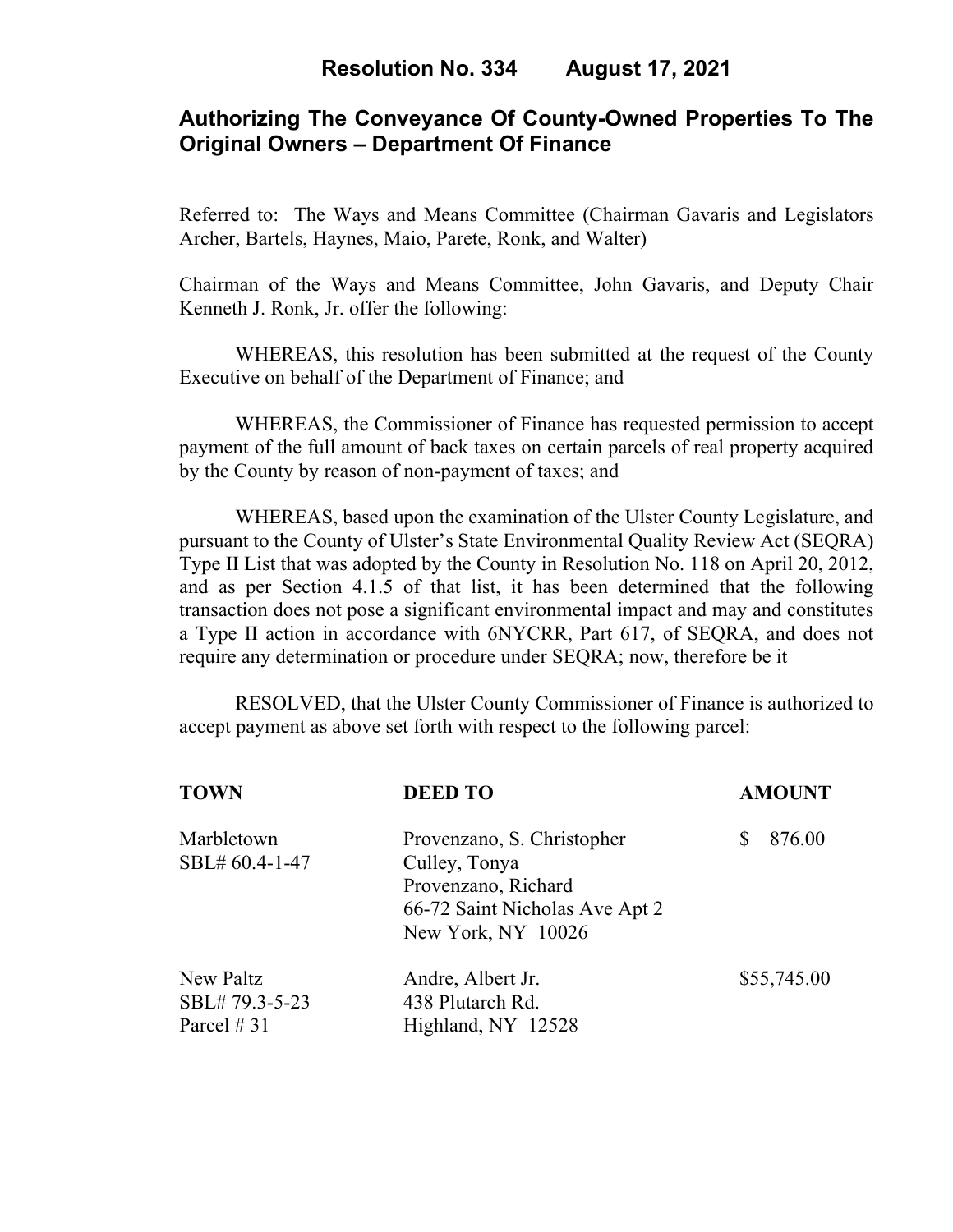# Resolution No. 334 August 17, 2021

## Authorizing The Conveyance Of County-Owned Properties To The Original Owners – Department Of Finance

Referred to: The Ways and Means Committee (Chairman Gavaris and Legislators Archer, Bartels, Haynes, Maio, Parete, Ronk, and Walter)

Chairman of the Ways and Means Committee, John Gavaris, and Deputy Chair Kenneth J. Ronk, Jr. offer the following:

WHEREAS, this resolution has been submitted at the request of the County Executive on behalf of the Department of Finance; and

WHEREAS, the Commissioner of Finance has requested permission to accept payment of the full amount of back taxes on certain parcels of real property acquired by the County by reason of non-payment of taxes; and

WHEREAS, based upon the examination of the Ulster County Legislature, and pursuant to the County of Ulster's State Environmental Quality Review Act (SEQRA) Type II List that was adopted by the County in Resolution No. 118 on April 20, 2012, and as per Section 4.1.5 of that list, it has been determined that the following transaction does not pose a significant environmental impact and may and constitutes a Type II action in accordance with 6NYCRR, Part 617, of SEQRA, and does not require any determination or procedure under SEQRA; now, therefore be it

RESOLVED, that the Ulster County Commissioner of Finance is authorized to accept payment as above set forth with respect to the following parcel:

| TOWN | DEED TO | AMOUNT |
|---|---|---|
| Marbletown<br>SBL# 60.4-1-47 | Provenzano, S. Christopher<br>Culley, Tonya<br>Provenzano, Richard<br>66-72 Saint Nicholas Ave Apt 2<br>New York, NY 10026 | $ 876.00 |
| New Paltz<br>SBL# 79.3-5-23<br>Parcel # 31 | Andre, Albert Jr.<br>438 Plutarch Rd.<br>Highland, NY 12528 | $55,745.00 |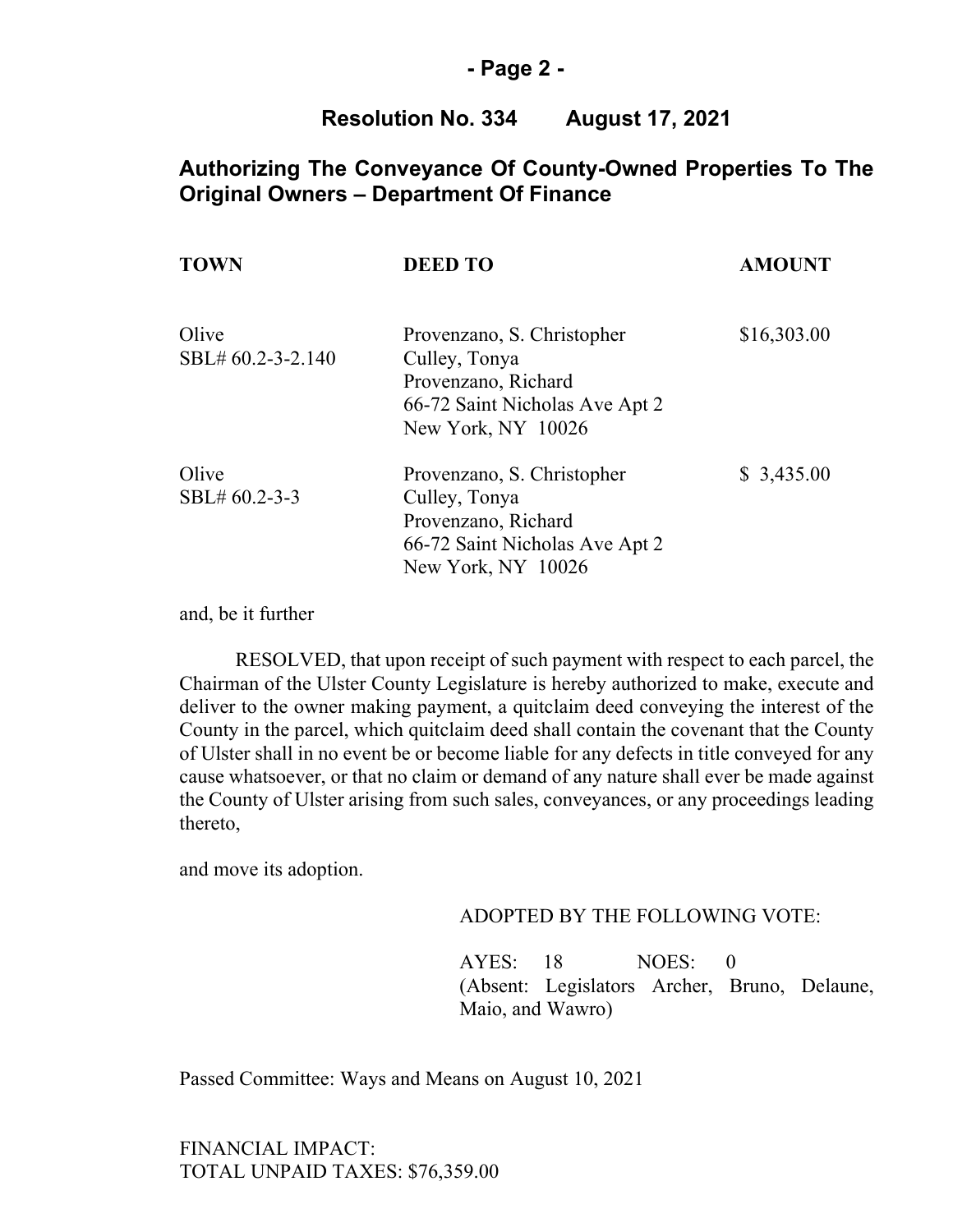## Resolution No. 334 August 17, 2021

## Authorizing The Conveyance Of County-Owned Properties To The Original Owners – Department Of Finance

| TOWN | DEED TO | AMOUNT |
|---|---|---|
| Olive<br>SBL# 60.2-3-2.140 | Provenzano, S. Christopher<br>Culley, Tonya<br>Provenzano, Richard<br>66-72 Saint Nicholas Ave Apt 2<br>New York, NY 10026 | $16,303.00 |
| Olive<br>SBL# 60.2-3-3 | Provenzano, S. Christopher<br>Culley, Tonya<br>Provenzano, Richard<br>66-72 Saint Nicholas Ave Apt 2<br>New York, NY 10026 | $ 3,435.00 |

and, be it further

RESOLVED, that upon receipt of such payment with respect to each parcel, the Chairman of the Ulster County Legislature is hereby authorized to make, execute and deliver to the owner making payment, a quitclaim deed conveying the interest of the County in the parcel, which quitclaim deed shall contain the covenant that the County of Ulster shall in no event be or become liable for any defects in title conveyed for any cause whatsoever, or that no claim or demand of any nature shall ever be made against the County of Ulster arising from such sales, conveyances, or any proceedings leading thereto,

and move its adoption.

ADOPTED BY THE FOLLOWING VOTE:

AYES: 18 NOES: 0
(Absent: Legislators Archer, Bruno, Delaune, Maio, and Wawro)

Passed Committee: Ways and Means on August 10, 2021

FINANCIAL IMPACT:
TOTAL UNPAID TAXES: $76,359.00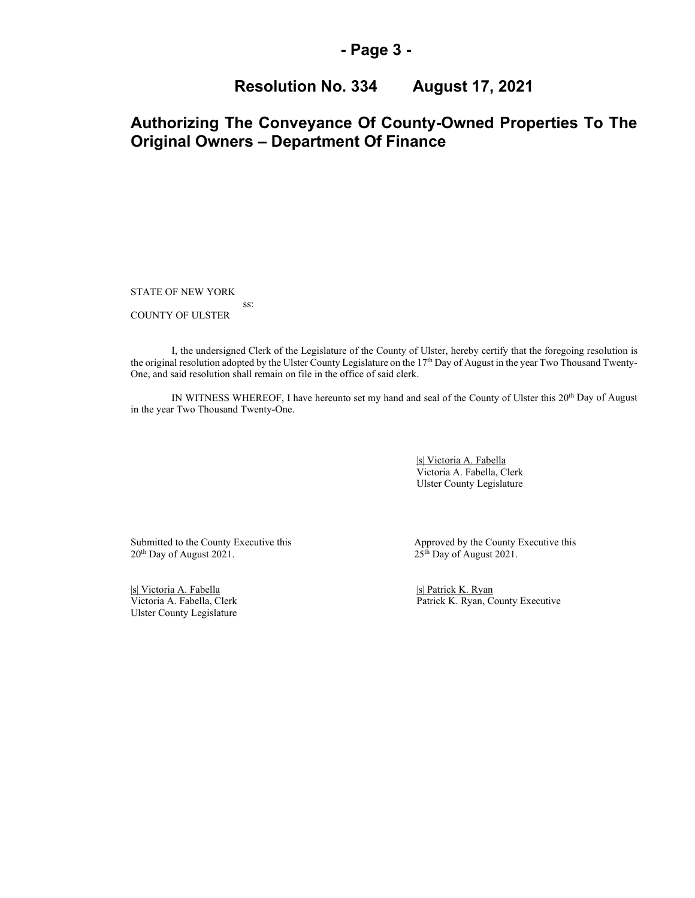## Resolution No. 334 August 17, 2021

## Authorizing The Conveyance Of County-Owned Properties To The Original Owners – Department Of Finance

STATE OF NEW YORK
ss:
COUNTY OF ULSTER

I, the undersigned Clerk of the Legislature of the County of Ulster, hereby certify that the foregoing resolution is the original resolution adopted by the Ulster County Legislature on the 17th Day of August in the year Two Thousand Twenty-One, and said resolution shall remain on file in the office of said clerk.

IN WITNESS WHEREOF, I have hereunto set my hand and seal of the County of Ulster this 20th Day of August in the year Two Thousand Twenty-One.

|s| Victoria A. Fabella
Victoria A. Fabella, Clerk
Ulster County Legislature

Submitted to the County Executive this 20th Day of August 2021.

|s| Victoria A. Fabella
Victoria A. Fabella, Clerk
Ulster County Legislature

Approved by the County Executive this 25th Day of August 2021.

|s| Patrick K. Ryan
Patrick K. Ryan, County Executive